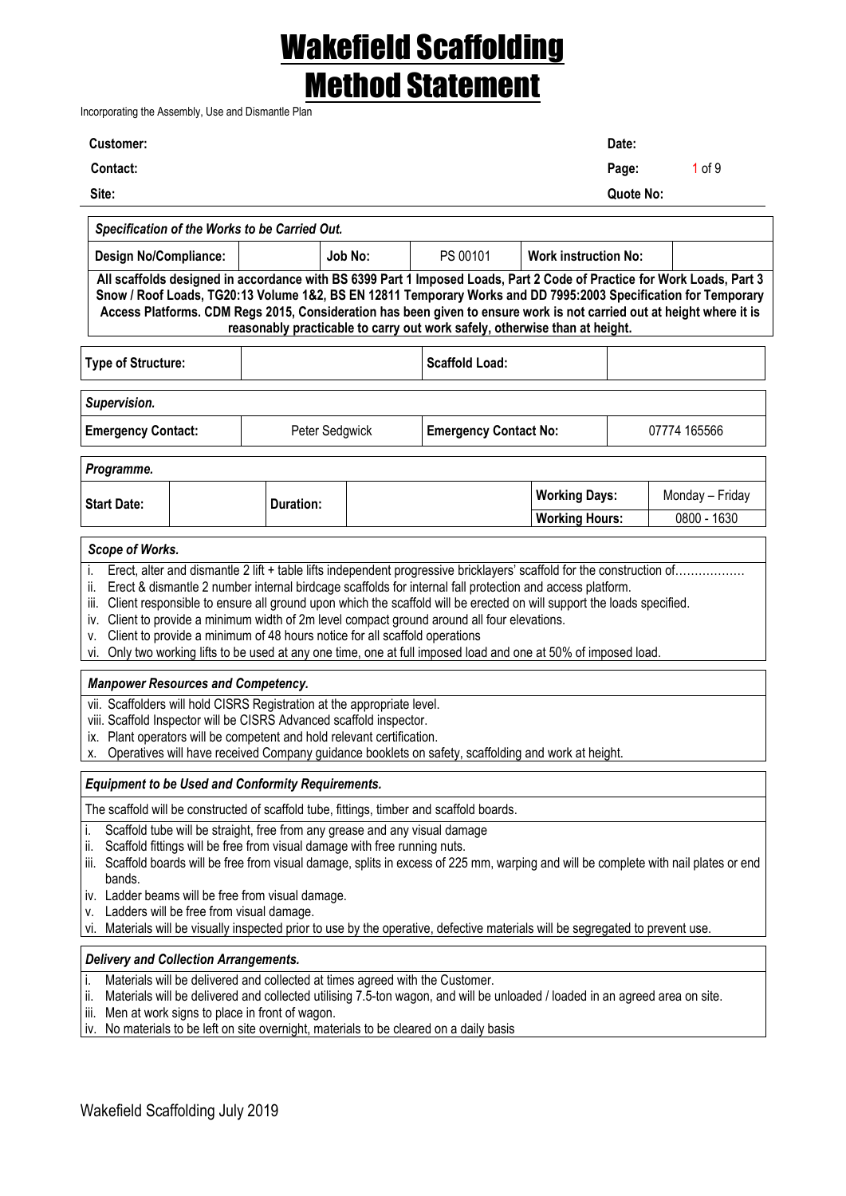# Wakefield Scaffolding
# Method Statement

Incorporating the Assembly, Use and Dismantle Plan

| **Customer:** | | **Date:** | |
|---|---|---|---|
| **Contact:** | | **Page:** | 1 of 9 |
| **Site:** | | **Quote No:** | |

***Specification of the Works to be Carried Out.***

| **Design No/Compliance:** | | **Job No:** | PS 00101 | **Work instruction No:** | |
|---|---|---|---|---|---|

**All scaffolds designed in accordance with BS 6399 Part 1 Imposed Loads, Part 2 Code of Practice for Work Loads, Part 3 Snow / Roof Loads, TG20:13 Volume 1&2, BS EN 12811 Temporary Works and DD 7995:2003 Specification for Temporary Access Platforms. CDM Regs 2015, Consideration has been given to ensure work is not carried out at height where it is reasonably practicable to carry out work safely, otherwise than at height.**

| **Type of Structure:** | | **Scaffold Load:** | |
|---|---|---|---|

***Supervision.***

| **Emergency Contact:** | Peter Sedgwick | **Emergency Contact No:** | 07774 165566 |
|---|---|---|---|

***Programme.***

| **Start Date:** | | **Duration:** | | **Working Days:** | Monday – Friday |
|---|---|---|---|---|---|
| | | | | **Working Hours:** | 0800 - 1630 |

***Scope of Works.***

- i. Erect, alter and dismantle 2 lift + table lifts independent progressive bricklayers' scaffold for the construction of………………
- ii. Erect & dismantle 2 number internal birdcage scaffolds for internal fall protection and access platform.
- iii. Client responsible to ensure all ground upon which the scaffold will be erected on will support the loads specified.
- iv. Client to provide a minimum width of 2m level compact ground around all four elevations.
- v. Client to provide a minimum of 48 hours notice for all scaffold operations
- vi. Only two working lifts to be used at any one time, one at full imposed load and one at 50% of imposed load.

***Manpower Resources and Competency.***

- vii. Scaffolders will hold CISRS Registration at the appropriate level.
- viii. Scaffold Inspector will be CISRS Advanced scaffold inspector.
- ix. Plant operators will be competent and hold relevant certification.
- x. Operatives will have received Company guidance booklets on safety, scaffolding and work at height.

***Equipment to be Used and Conformity Requirements.***

The scaffold will be constructed of scaffold tube, fittings, timber and scaffold boards.

- i. Scaffold tube will be straight, free from any grease and any visual damage
- ii. Scaffold fittings will be free from visual damage with free running nuts.
- iii. Scaffold boards will be free from visual damage, splits in excess of 225 mm, warping and will be complete with nail plates or end bands.
- iv. Ladder beams will be free from visual damage.
- v. Ladders will be free from visual damage.
- vi. Materials will be visually inspected prior to use by the operative, defective materials will be segregated to prevent use.

***Delivery and Collection Arrangements.***

- i. Materials will be delivered and collected at times agreed with the Customer.
- ii. Materials will be delivered and collected utilising 7.5-ton wagon, and will be unloaded / loaded in an agreed area on site.
- iii. Men at work signs to place in front of wagon.
- iv. No materials to be left on site overnight, materials to be cleared on a daily basis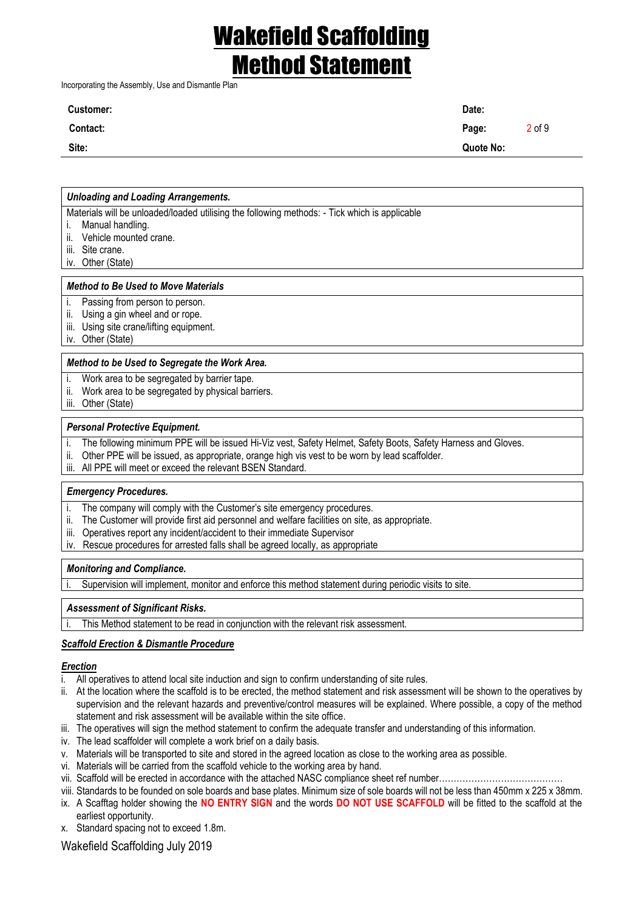# Wakefield Scaffolding
# Method Statement

Incorporating the Assembly, Use and Dismantle Plan

| **Customer:** | **Date:** |
|---|---|
| **Contact:** | **Page:** 2 of 9 |
| **Site:** | **Quote No:** |

***Unloading and Loading Arrangements.***

Materials will be unloaded/loaded utilising the following methods: - Tick which is applicable

i. Manual handling.
ii. Vehicle mounted crane.
iii. Site crane.
iv. Other (State)

***Method to Be Used to Move Materials***

i. Passing from person to person.
ii. Using a gin wheel and or rope.
iii. Using site crane/lifting equipment.
iv. Other (State)

***Method to be Used to Segregate the Work Area.***

i. Work area to be segregated by barrier tape.
ii. Work area to be segregated by physical barriers.
iii. Other (State)

***Personal Protective Equipment.***

i. The following minimum PPE will be issued Hi-Viz vest, Safety Helmet, Safety Boots, Safety Harness and Gloves.
ii. Other PPE will be issued, as appropriate, orange high vis vest to be worn by lead scaffolder.
iii. All PPE will meet or exceed the relevant BSEN Standard.

***Emergency Procedures.***

i. The company will comply with the Customer's site emergency procedures.
ii. The Customer will provide first aid personnel and welfare facilities on site, as appropriate.
iii. Operatives report any incident/accident to their immediate Supervisor
iv. Rescue procedures for arrested falls shall be agreed locally, as appropriate

***Monitoring and Compliance.***

i. Supervision will implement, monitor and enforce this method statement during periodic visits to site.

***Assessment of Significant Risks.***

i. This Method statement to be read in conjunction with the relevant risk assessment.

***<u>Scaffold Erection & Dismantle Procedure</u>***

***<u>Erection</u>***

i. All operatives to attend local site induction and sign to confirm understanding of site rules.
ii. At the location where the scaffold is to be erected, the method statement and risk assessment will be shown to the operatives by supervision and the relevant hazards and preventive/control measures will be explained. Where possible, a copy of the method statement and risk assessment will be available within the site office.
iii. The operatives will sign the method statement to confirm the adequate transfer and understanding of this information.
iv. The lead scaffolder will complete a work brief on a daily basis.
v. Materials will be transported to site and stored in the agreed location as close to the working area as possible.
vi. Materials will be carried from the scaffold vehicle to the working area by hand.
vii. Scaffold will be erected in accordance with the attached NASC compliance sheet ref number……………………………………
viii. Standards to be founded on sole boards and base plates. Minimum size of sole boards will not be less than 450mm x 225 x 38mm.
ix. A Scafftag holder showing the **NO ENTRY SIGN** and the words **DO NOT USE SCAFFOLD** will be fitted to the scaffold at the earliest opportunity.
x. Standard spacing not to exceed 1.8m.

Wakefield Scaffolding July 2019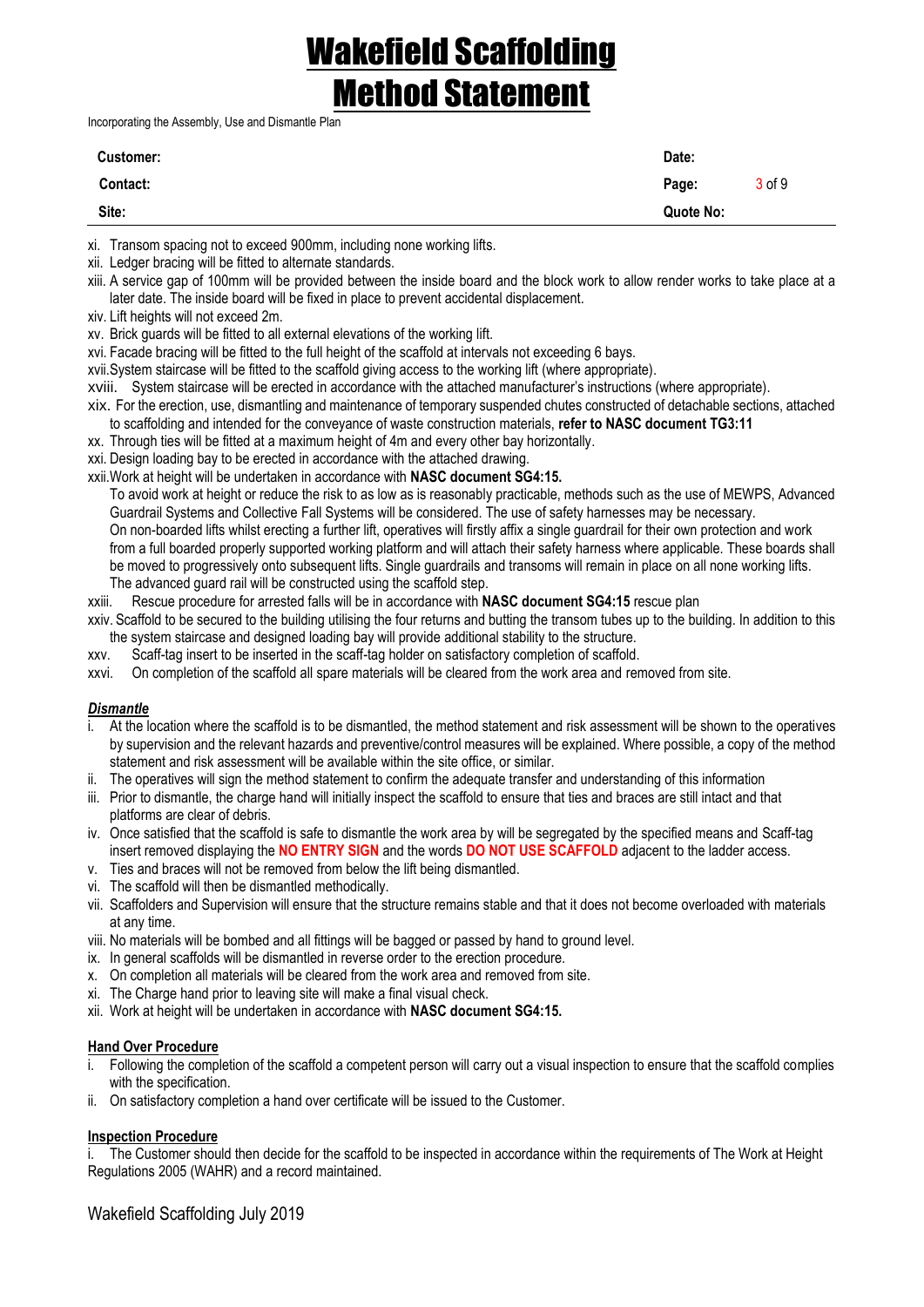# Wakefield Scaffolding
# Method Statement

Incorporating the Assembly, Use and Dismantle Plan

| Customer: | Date: |
|---|---|
| Contact: | Page: 3 of 9 |
| Site: | Quote No: |

xi. Transom spacing not to exceed 900mm, including none working lifts.
xii. Ledger bracing will be fitted to alternate standards.
xiii. A service gap of 100mm will be provided between the inside board and the block work to allow render works to take place at a later date. The inside board will be fixed in place to prevent accidental displacement.
xiv. Lift heights will not exceed 2m.
xv. Brick guards will be fitted to all external elevations of the working lift.
xvi. Facade bracing will be fitted to the full height of the scaffold at intervals not exceeding 6 bays.
xvii. System staircase will be fitted to the scaffold giving access to the working lift (where appropriate).
xviii. System staircase will be erected in accordance with the attached manufacturer's instructions (where appropriate).
xix. For the erection, use, dismantling and maintenance of temporary suspended chutes constructed of detachable sections, attached to scaffolding and intended for the conveyance of waste construction materials, **refer to NASC document TG3:11**
xx. Through ties will be fitted at a maximum height of 4m and every other bay horizontally.
xxi. Design loading bay to be erected in accordance with the attached drawing.
xxii. Work at height will be undertaken in accordance with **NASC document SG4:15.**
To avoid work at height or reduce the risk to as low as is reasonably practicable, methods such as the use of MEWPS, Advanced Guardrail Systems and Collective Fall Systems will be considered. The use of safety harnesses may be necessary.
On non-boarded lifts whilst erecting a further lift, operatives will firstly affix a single guardrail for their own protection and work from a full boarded properly supported working platform and will attach their safety harness where applicable. These boards shall be moved to progressively onto subsequent lifts. Single guardrails and transoms will remain in place on all none working lifts.
The advanced guard rail will be constructed using the scaffold step.
xxiii. Rescue procedure for arrested falls will be in accordance with **NASC document SG4:15** rescue plan
xxiv. Scaffold to be secured to the building utilising the four returns and butting the transom tubes up to the building. In addition to this the system staircase and designed loading bay will provide additional stability to the structure.
xxv. Scaff-tag insert to be inserted in the scaff-tag holder on satisfactory completion of scaffold.
xxvi. On completion of the scaffold all spare materials will be cleared from the work area and removed from site.

### ***Dismantle***

i. At the location where the scaffold is to be dismantled, the method statement and risk assessment will be shown to the operatives by supervision and the relevant hazards and preventive/control measures will be explained. Where possible, a copy of the method statement and risk assessment will be available within the site office, or similar.
ii. The operatives will sign the method statement to confirm the adequate transfer and understanding of this information
iii. Prior to dismantle, the charge hand will initially inspect the scaffold to ensure that ties and braces are still intact and that platforms are clear of debris.
iv. Once satisfied that the scaffold is safe to dismantle the work area by will be segregated by the specified means and Scaff-tag insert removed displaying the **NO ENTRY SIGN** and the words **DO NOT USE SCAFFOLD** adjacent to the ladder access.
v. Ties and braces will not be removed from below the lift being dismantled.
vi. The scaffold will then be dismantled methodically.
vii. Scaffolders and Supervision will ensure that the structure remains stable and that it does not become overloaded with materials at any time.
viii. No materials will be bombed and all fittings will be bagged or passed by hand to ground level.
ix. In general scaffolds will be dismantled in reverse order to the erection procedure.
x. On completion all materials will be cleared from the work area and removed from site.
xi. The Charge hand prior to leaving site will make a final visual check.
xii. Work at height will be undertaken in accordance with **NASC document SG4:15.**

### **Hand Over Procedure**

i. Following the completion of the scaffold a competent person will carry out a visual inspection to ensure that the scaffold complies with the specification.
ii. On satisfactory completion a hand over certificate will be issued to the Customer.

### **Inspection Procedure**

i. The Customer should then decide for the scaffold to be inspected in accordance within the requirements of The Work at Height Regulations 2005 (WAHR) and a record maintained.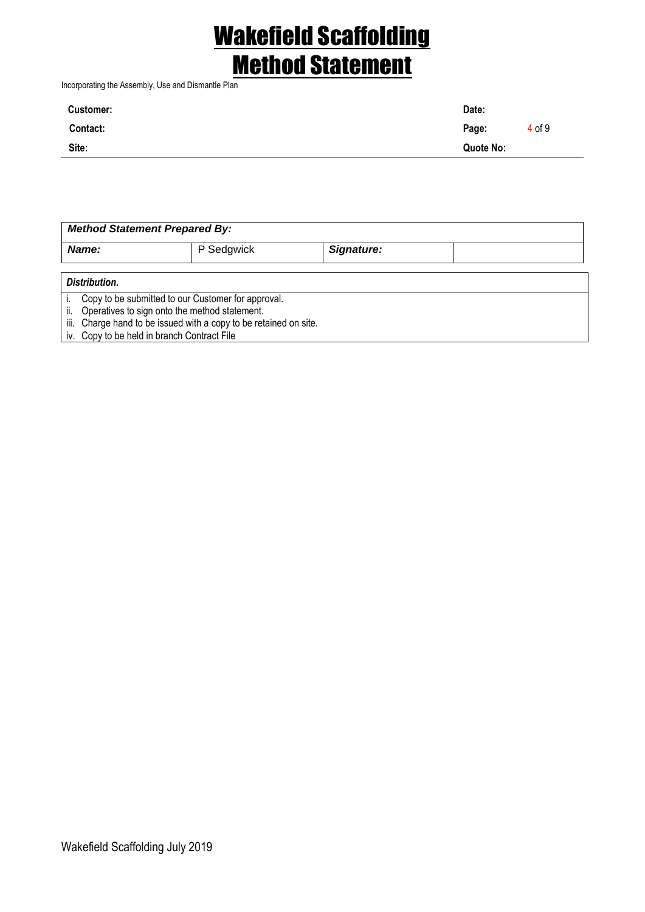| **Customer:** | | **Date:** | |
|---|---|---|---|
| **Contact:** | | **Page:** | 4 of 9 |
| **Site:** | | **Quote No:** | |

| ***Method Statement Prepared By:*** | | | |
|---|---|---|---|
| ***Name:*** | P Sedgwick | ***Signature:*** | |

| ***Distribution.*** |
|---|
| i. Copy to be submitted to our Customer for approval.<br>ii. Operatives to sign onto the method statement.<br>iii. Charge hand to be issued with a copy to be retained on site.<br>iv. Copy to be held in branch Contract File |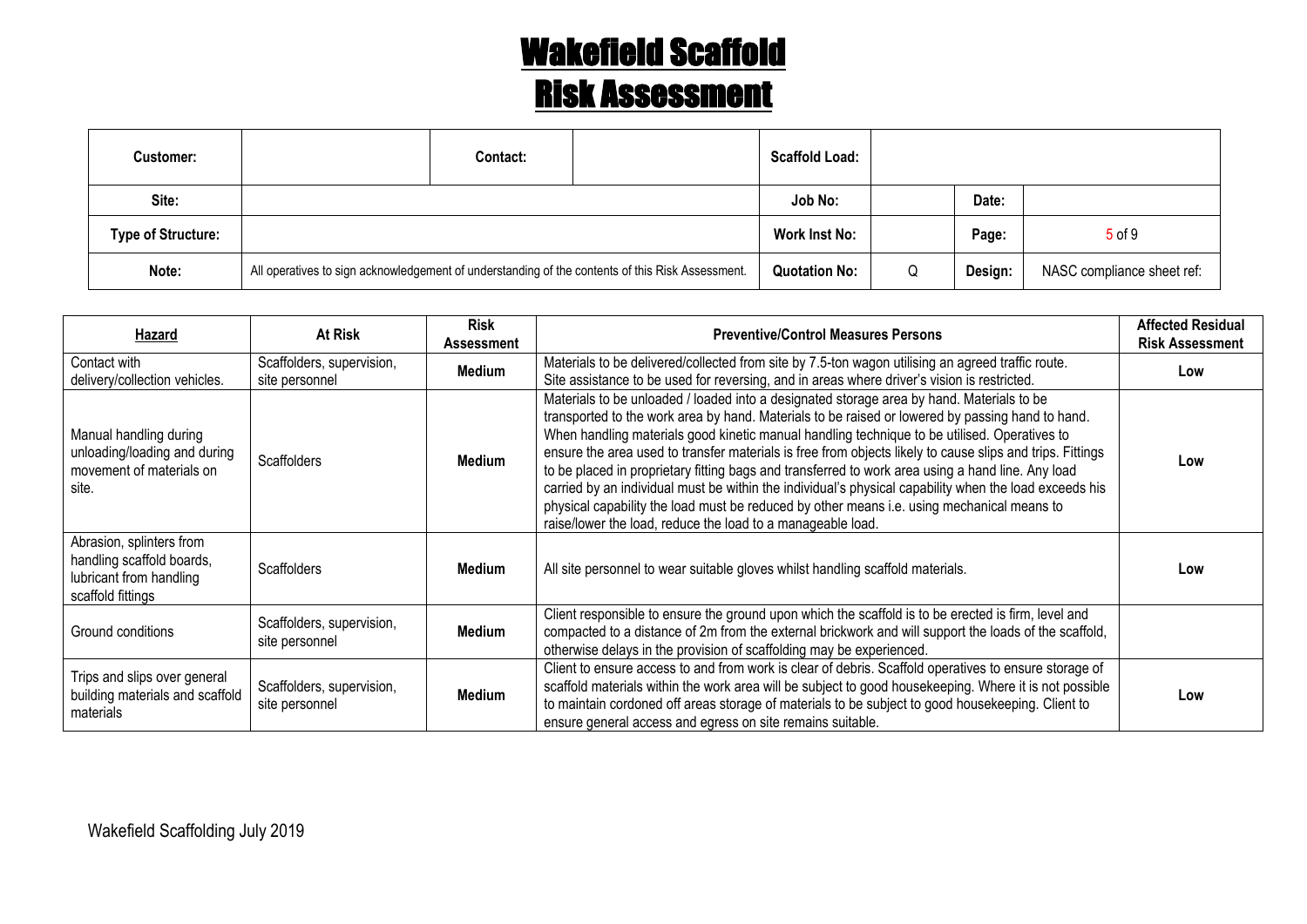# Wakefield Scaffold
## Risk Assessment

| Customer: | | Contact: | | Scaffold Load: | | | |
|---|---|---|---|---|---|---|---|
| Site: | | | | Job No: | | Date: | |
| Type of Structure: | | | | Work Inst No: | | Page: | 5 of 9 |
| Note: | All operatives to sign acknowledgement of understanding of the contents of this Risk Assessment. | | | Quotation No: | Q | Design: | NASC compliance sheet ref: |

| Hazard | At Risk | Risk Assessment | Preventive/Control Measures Persons | Affected Residual Risk Assessment |
|---|---|---|---|---|
| Contact with delivery/collection vehicles. | Scaffolders, supervision, site personnel | Medium | Materials to be delivered/collected from site by 7.5-ton wagon utilising an agreed traffic route. Site assistance to be used for reversing, and in areas where driver's vision is restricted. | Low |
| Manual handling during unloading/loading and during movement of materials on site. | Scaffolders | Medium | Materials to be unloaded / loaded into a designated storage area by hand. Materials to be transported to the work area by hand. Materials to be raised or lowered by passing hand to hand. When handling materials good kinetic manual handling technique to be utilised. Operatives to ensure the area used to transfer materials is free from objects likely to cause slips and trips. Fittings to be placed in proprietary fitting bags and transferred to work area using a hand line. Any load carried by an individual must be within the individual's physical capability when the load exceeds his physical capability the load must be reduced by other means i.e. using mechanical means to raise/lower the load, reduce the load to a manageable load. | Low |
| Abrasion, splinters from handling scaffold boards, lubricant from handling scaffold fittings | Scaffolders | Medium | All site personnel to wear suitable gloves whilst handling scaffold materials. | Low |
| Ground conditions | Scaffolders, supervision, site personnel | Medium | Client responsible to ensure the ground upon which the scaffold is to be erected is firm, level and compacted to a distance of 2m from the external brickwork and will support the loads of the scaffold, otherwise delays in the provision of scaffolding may be experienced. | |
| Trips and slips over general building materials and scaffold materials | Scaffolders, supervision, site personnel | Medium | Client to ensure access to and from work is clear of debris. Scaffold operatives to ensure storage of scaffold materials within the work area will be subject to good housekeeping. Where it is not possible to maintain cordoned off areas storage of materials to be subject to good housekeeping. Client to ensure general access and egress on site remains suitable. | Low |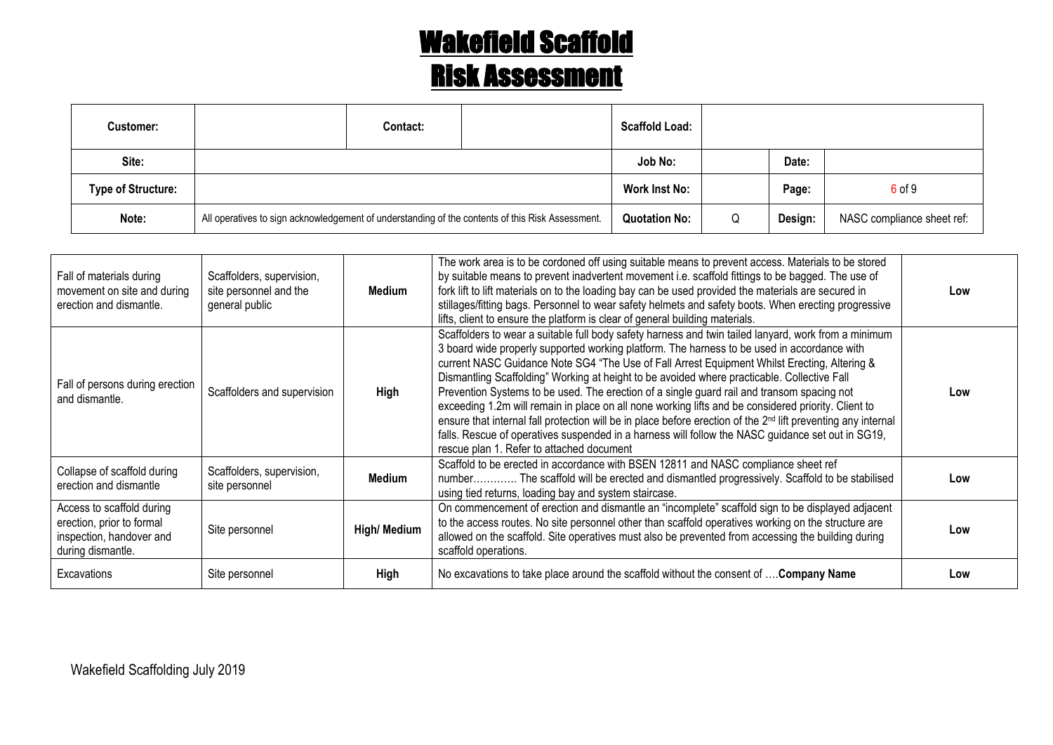# Wakefield Scaffold

# Risk Assessment

| Customer: | | Contact: | | Scaffold Load: | | | |
|---|---|---|---|---|---|---|---|
| Site: | | | | Job No: | | Date: | |
| Type of Structure: | | | | Work Inst No: | | Page: | 6 of 9 |
| Note: | All operatives to sign acknowledgement of understanding of the contents of this Risk Assessment. | | | Quotation No: | Q | Design: | NASC compliance sheet ref: |

| | | | | |
|---|---|---|---|---|
| Fall of materials during movement on site and during erection and dismantle. | Scaffolders, supervision, site personnel and the general public | **Medium** | The work area is to be cordoned off using suitable means to prevent access. Materials to be stored by suitable means to prevent inadvertent movement i.e. scaffold fittings to be bagged. The use of fork lift to lift materials on to the loading bay can be used provided the materials are secured in stillages/fitting bags. Personnel to wear safety helmets and safety boots. When erecting progressive lifts, client to ensure the platform is clear of general building materials. | **Low** |
| Fall of persons during erection and dismantle. | Scaffolders and supervision | **High** | Scaffolders to wear a suitable full body safety harness and twin tailed lanyard, work from a minimum 3 board wide properly supported working platform. The harness to be used in accordance with current NASC Guidance Note SG4 "The Use of Fall Arrest Equipment Whilst Erecting, Altering & Dismantling Scaffolding" Working at height to be avoided where practicable. Collective Fall Prevention Systems to be used. The erection of a single guard rail and transom spacing not exceeding 1.2m will remain in place on all none working lifts and be considered priority. Client to ensure that internal fall protection will be in place before erection of the 2nd lift preventing any internal falls. Rescue of operatives suspended in a harness will follow the NASC guidance set out in SG19, rescue plan 1. Refer to attached document | **Low** |
| Collapse of scaffold during erection and dismantle | Scaffolders, supervision, site personnel | **Medium** | Scaffold to be erected in accordance with BSEN 12811 and NASC compliance sheet ref number…………. The scaffold will be erected and dismantled progressively. Scaffold to be stabilised using tied returns, loading bay and system staircase. | **Low** |
| Access to scaffold during erection, prior to formal inspection, handover and during dismantle. | Site personnel | **High/ Medium** | On commencement of erection and dismantle an "incomplete" scaffold sign to be displayed adjacent to the access routes. No site personnel other than scaffold operatives working on the structure are allowed on the scaffold. Site operatives must also be prevented from accessing the building during scaffold operations. | **Low** |
| Excavations | Site personnel | **High** | No excavations to take place around the scaffold without the consent of ….**Company Name** | **Low** |

Wakefield Scaffolding July 2019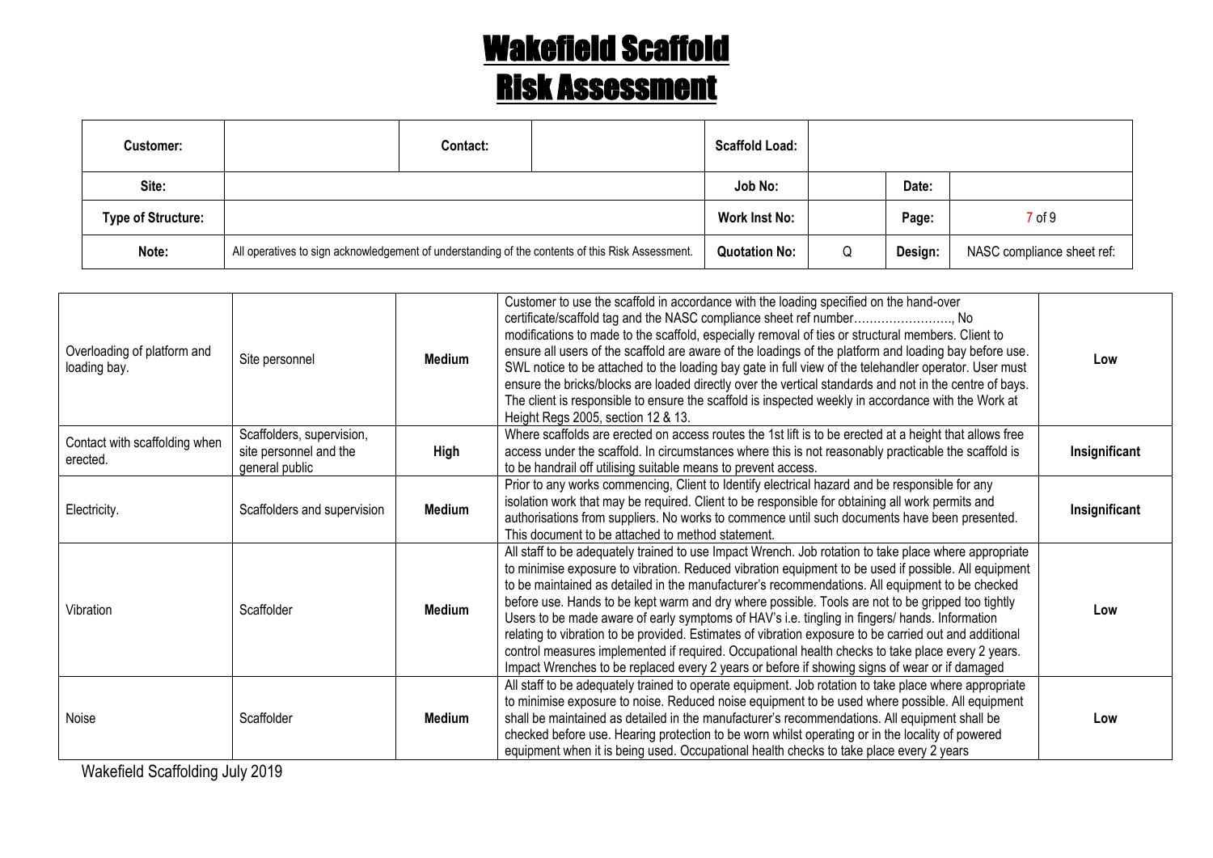# Wakefield Scaffold
# Risk Assessment

| Customer: | | Contact: | | Scaffold Load: | | | |
|---|---|---|---|---|---|---|---|
| Site: | | | | Job No: | | Date: | |
| Type of Structure: | | | | Work Inst No: | | Page: | 7 of 9 |
| Note: | All operatives to sign acknowledgement of understanding of the contents of this Risk Assessment. | | | Quotation No: | Q | Design: | NASC compliance sheet ref: |

| | | | | |
|---|---|---|---|---|
| Overloading of platform and loading bay. | Site personnel | **Medium** | Customer to use the scaffold in accordance with the loading specified on the hand-over certificate/scaffold tag and the NASC compliance sheet ref number……………………., No modifications to made to the scaffold, especially removal of ties or structural members. Client to ensure all users of the scaffold are aware of the loadings of the platform and loading bay before use. SWL notice to be attached to the loading bay gate in full view of the telehandler operator. User must ensure the bricks/blocks are loaded directly over the vertical standards and not in the centre of bays. The client is responsible to ensure the scaffold is inspected weekly in accordance with the Work at Height Regs 2005, section 12 & 13. | **Low** |
| Contact with scaffolding when erected. | Scaffolders, supervision, site personnel and the general public | **High** | Where scaffolds are erected on access routes the 1st lift is to be erected at a height that allows free access under the scaffold. In circumstances where this is not reasonably practicable the scaffold is to be handrail off utilising suitable means to prevent access. | **Insignificant** |
| Electricity. | Scaffolders and supervision | **Medium** | Prior to any works commencing, Client to Identify electrical hazard and be responsible for any isolation work that may be required. Client to be responsible for obtaining all work permits and authorisations from suppliers. No works to commence until such documents have been presented. This document to be attached to method statement. | **Insignificant** |
| Vibration | Scaffolder | **Medium** | All staff to be adequately trained to use Impact Wrench. Job rotation to take place where appropriate to minimise exposure to vibration. Reduced vibration equipment to be used if possible. All equipment to be maintained as detailed in the manufacturer's recommendations. All equipment to be checked before use. Hands to be kept warm and dry where possible. Tools are not to be gripped too tightly Users to be made aware of early symptoms of HAV's i.e. tingling in fingers/ hands. Information relating to vibration to be provided. Estimates of vibration exposure to be carried out and additional control measures implemented if required. Occupational health checks to take place every 2 years. Impact Wrenches to be replaced every 2 years or before if showing signs of wear or if damaged | **Low** |
| Noise | Scaffolder | **Medium** | All staff to be adequately trained to operate equipment. Job rotation to take place where appropriate to minimise exposure to noise. Reduced noise equipment to be used where possible. All equipment shall be maintained as detailed in the manufacturer's recommendations. All equipment shall be checked before use. Hearing protection to be worn whilst operating or in the locality of powered equipment when it is being used. Occupational health checks to take place every 2 years | **Low** |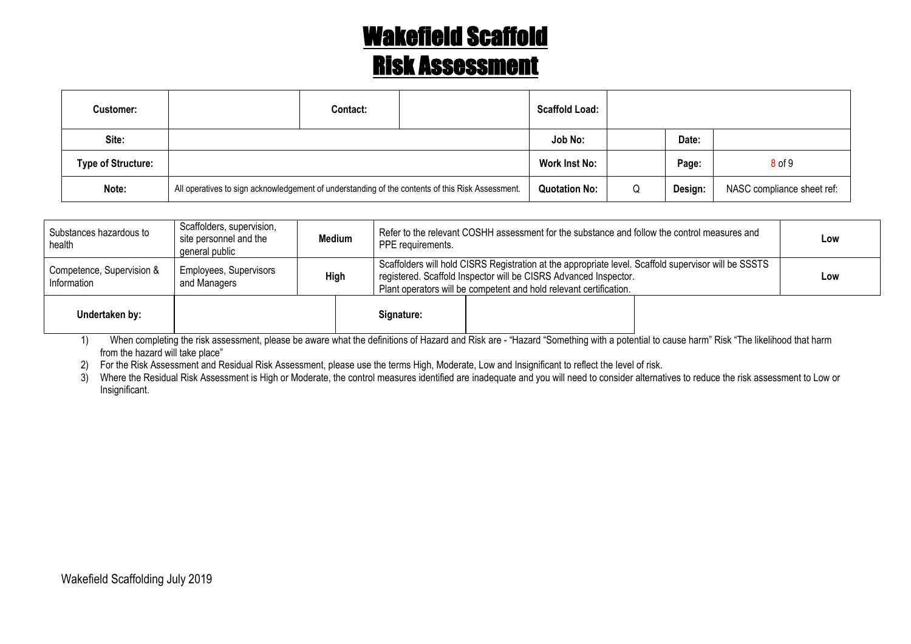# Wakefield Scaffold
# Risk Assessment

| Customer: | | Contact: | | Scaffold Load: | | | |
|---|---|---|---|---|---|---|---|
| Site: | | | | Job No: | | Date: | |
| Type of Structure: | | | | Work Inst No: | | Page: | 8 of 9 |
| Note: | All operatives to sign acknowledgement of understanding of the contents of this Risk Assessment. | | | Quotation No: | Q | Design: | NASC compliance sheet ref: |

| | | | | |
|---|---|---|---|---|
| Substances hazardous to health | Scaffolders, supervision, site personnel and the general public | Medium | Refer to the relevant COSHH assessment for the substance and follow the control measures and PPE requirements. | Low |
| Competence, Supervision & Information | Employees, Supervisors and Managers | High | Scaffolders will hold CISRS Registration at the appropriate level. Scaffold supervisor will be SSSTS registered. Scaffold Inspector will be CISRS Advanced Inspector. Plant operators will be competent and hold relevant certification. | Low |

| Undertaken by: | | Signature: | |
|---|---|---|---|

1) When completing the risk assessment, please be aware what the definitions of Hazard and Risk are - "Hazard "Something with a potential to cause harm" Risk "The likelihood that harm from the hazard will take place"
2) For the Risk Assessment and Residual Risk Assessment, please use the terms High, Moderate, Low and Insignificant to reflect the level of risk.
3) Where the Residual Risk Assessment is High or Moderate, the control measures identified are inadequate and you will need to consider alternatives to reduce the risk assessment to Low or Insignificant.

Wakefield Scaffolding July 2019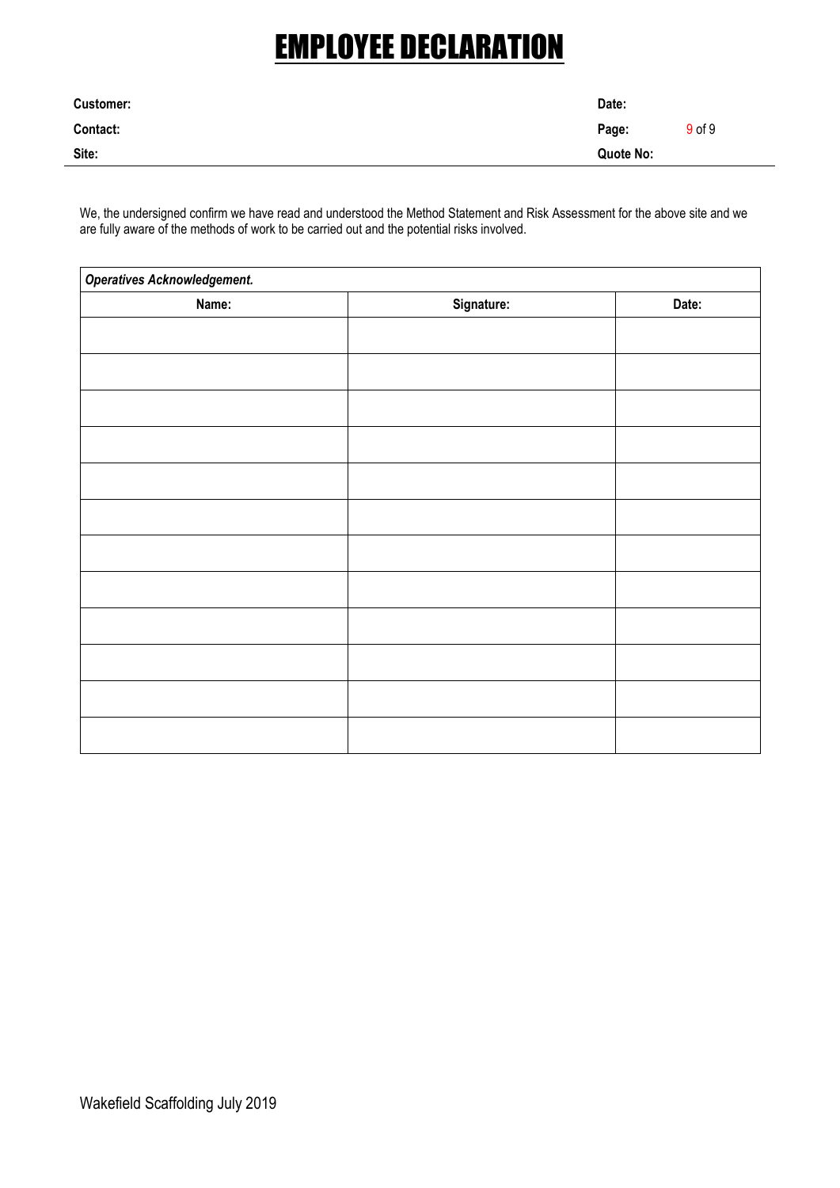# EMPLOYEE DECLARATION

| | |
|---|---|
| **Customer:** | **Date:** |
| **Contact:** | **Page:** |
| **Site:** | **Quote No:** |

We, the undersigned confirm we have read and understood the Method Statement and Risk Assessment for the above site and we are fully aware of the methods of work to be carried out and the potential risks involved.

| ***Operatives Acknowledgement.*** | | |
|---|---|---|
| **Name:** | **Signature:** | **Date:** |
| | | |
| | | |
| | | |
| | | |
| | | |
| | | |
| | | |
| | | |
| | | |
| | | |
| | | |
| | | |

Wakefield Scaffolding July 2019